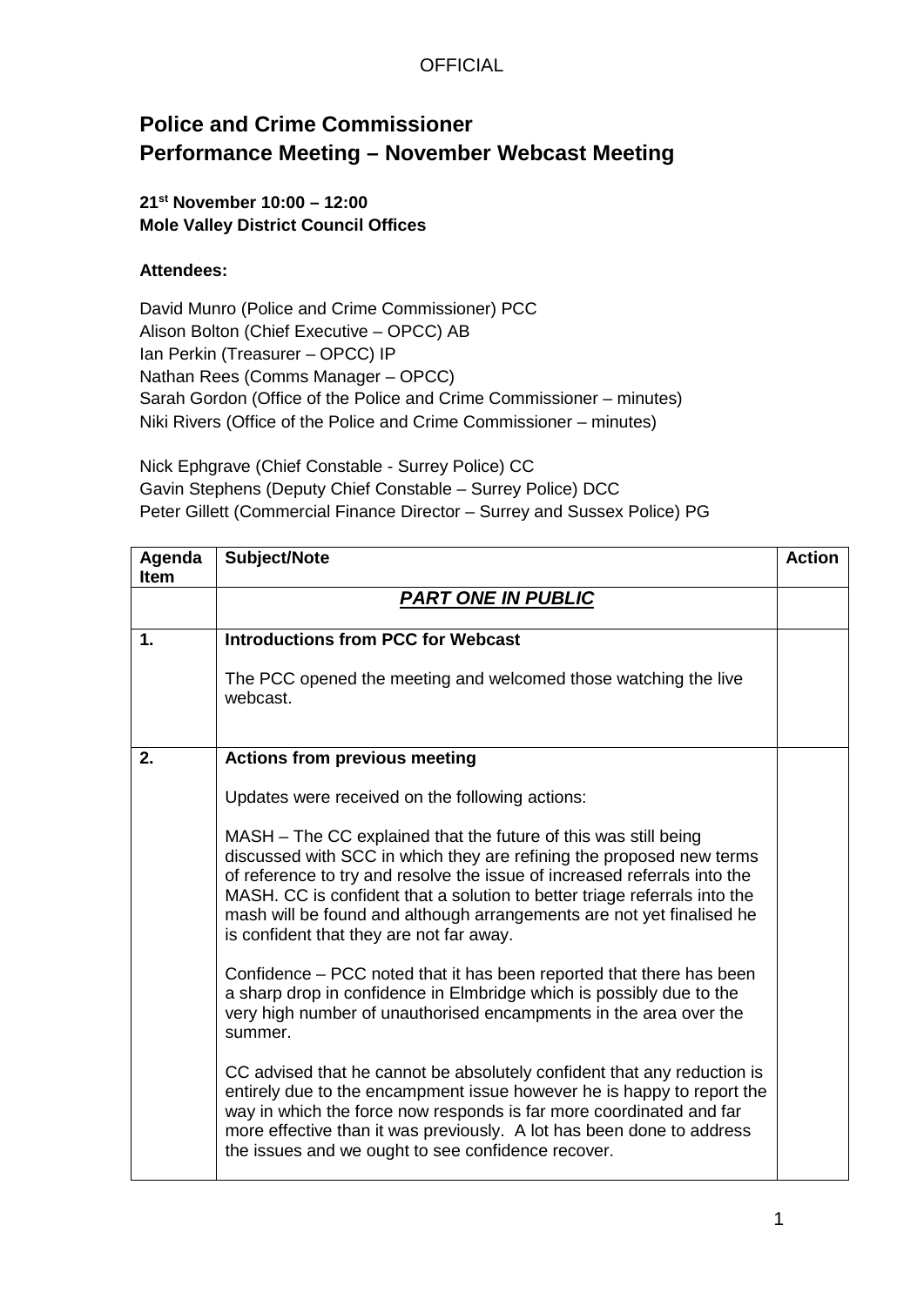OFFICIAL

# Police and Crime Commissioner
# Performance Meeting – November Webcast Meeting

**21st November 10:00 – 12:00**
**Mole Valley District Council Offices**

**Attendees:**

David Munro (Police and Crime Commissioner) PCC
Alison Bolton (Chief Executive – OPCC) AB
Ian Perkin (Treasurer – OPCC) IP
Nathan Rees (Comms Manager – OPCC)
Sarah Gordon (Office of the Police and Crime Commissioner – minutes)
Niki Rivers (Office of the Police and Crime Commissioner – minutes)

Nick Ephgrave (Chief Constable - Surrey Police) CC
Gavin Stephens (Deputy Chief Constable – Surrey Police) DCC
Peter Gillett (Commercial Finance Director – Surrey and Sussex Police) PG

| Agenda Item | Subject/Note | Action |
|---|---|---|
| | ***PART ONE IN PUBLIC*** | |
| **1.** | **Introductions from PCC for Webcast**<br><br>The PCC opened the meeting and welcomed those watching the live webcast. | |
| **2.** | **Actions from previous meeting**<br><br>Updates were received on the following actions:<br><br>MASH – The CC explained that the future of this was still being discussed with SCC in which they are refining the proposed new terms of reference to try and resolve the issue of increased referrals into the MASH. CC is confident that a solution to better triage referrals into the mash will be found and although arrangements are not yet finalised he is confident that they are not far away.<br><br>Confidence – PCC noted that it has been reported that there has been a sharp drop in confidence in Elmbridge which is possibly due to the very high number of unauthorised encampments in the area over the summer.<br><br>CC advised that he cannot be absolutely confident that any reduction is entirely due to the encampment issue however he is happy to report the way in which the force now responds is far more coordinated and far more effective than it was previously. A lot has been done to address the issues and we ought to see confidence recover. | |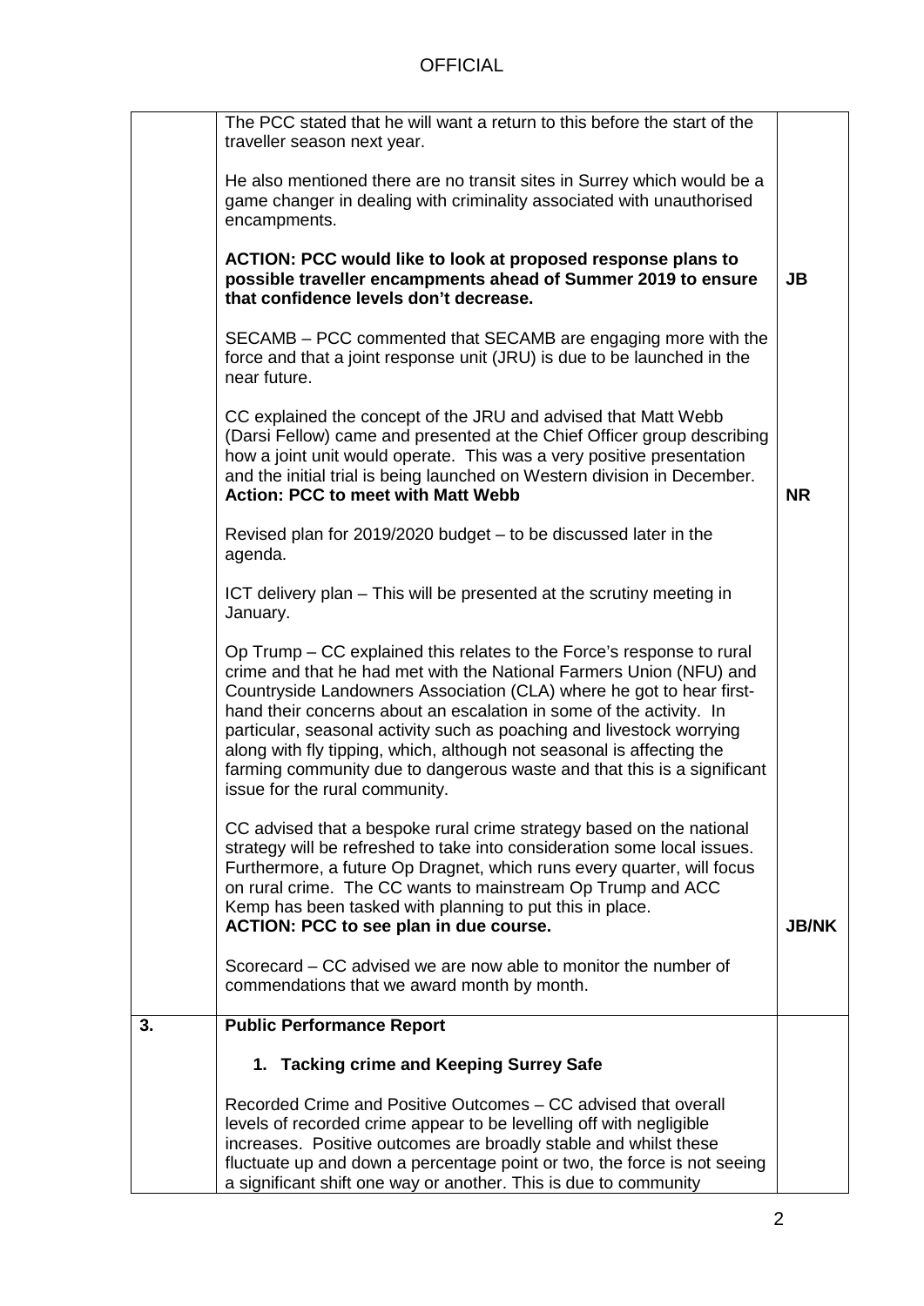| | | |
|---|---|---|
| | The PCC stated that he will want a return to this before the start of the traveller season next year.<br><br>He also mentioned there are no transit sites in Surrey which would be a game changer in dealing with criminality associated with unauthorised encampments.<br><br>**ACTION: PCC would like to look at proposed response plans to possible traveller encampments ahead of Summer 2019 to ensure that confidence levels don't decrease.** | **JB** |
| | SECAMB – PCC commented that SECAMB are engaging more with the force and that a joint response unit (JRU) is due to be launched in the near future.<br><br>CC explained the concept of the JRU and advised that Matt Webb (Darsi Fellow) came and presented at the Chief Officer group describing how a joint unit would operate. This was a very positive presentation and the initial trial is being launched on Western division in December.<br>**Action: PCC to meet with Matt Webb** | **NR** |
| | Revised plan for 2019/2020 budget – to be discussed later in the agenda.<br><br>ICT delivery plan – This will be presented at the scrutiny meeting in January.<br><br>Op Trump – CC explained this relates to the Force's response to rural crime and that he had met with the National Farmers Union (NFU) and Countryside Landowners Association (CLA) where he got to hear first-hand their concerns about an escalation in some of the activity. In particular, seasonal activity such as poaching and livestock worrying along with fly tipping, which, although not seasonal is affecting the farming community due to dangerous waste and that this is a significant issue for the rural community.<br><br>CC advised that a bespoke rural crime strategy based on the national strategy will be refreshed to take into consideration some local issues. Furthermore, a future Op Dragnet, which runs every quarter, will focus on rural crime. The CC wants to mainstream Op Trump and ACC Kemp has been tasked with planning to put this in place.<br>**ACTION: PCC to see plan in due course.** | **JB/NK** |
| | Scorecard – CC advised we are now able to monitor the number of commendations that we award month by month. | |
| **3.** | **Public Performance Report**<br><br>**1. Tacking crime and Keeping Surrey Safe**<br><br>Recorded Crime and Positive Outcomes – CC advised that overall levels of recorded crime appear to be levelling off with negligible increases. Positive outcomes are broadly stable and whilst these fluctuate up and down a percentage point or two, the force is not seeing a significant shift one way or another. This is due to community | |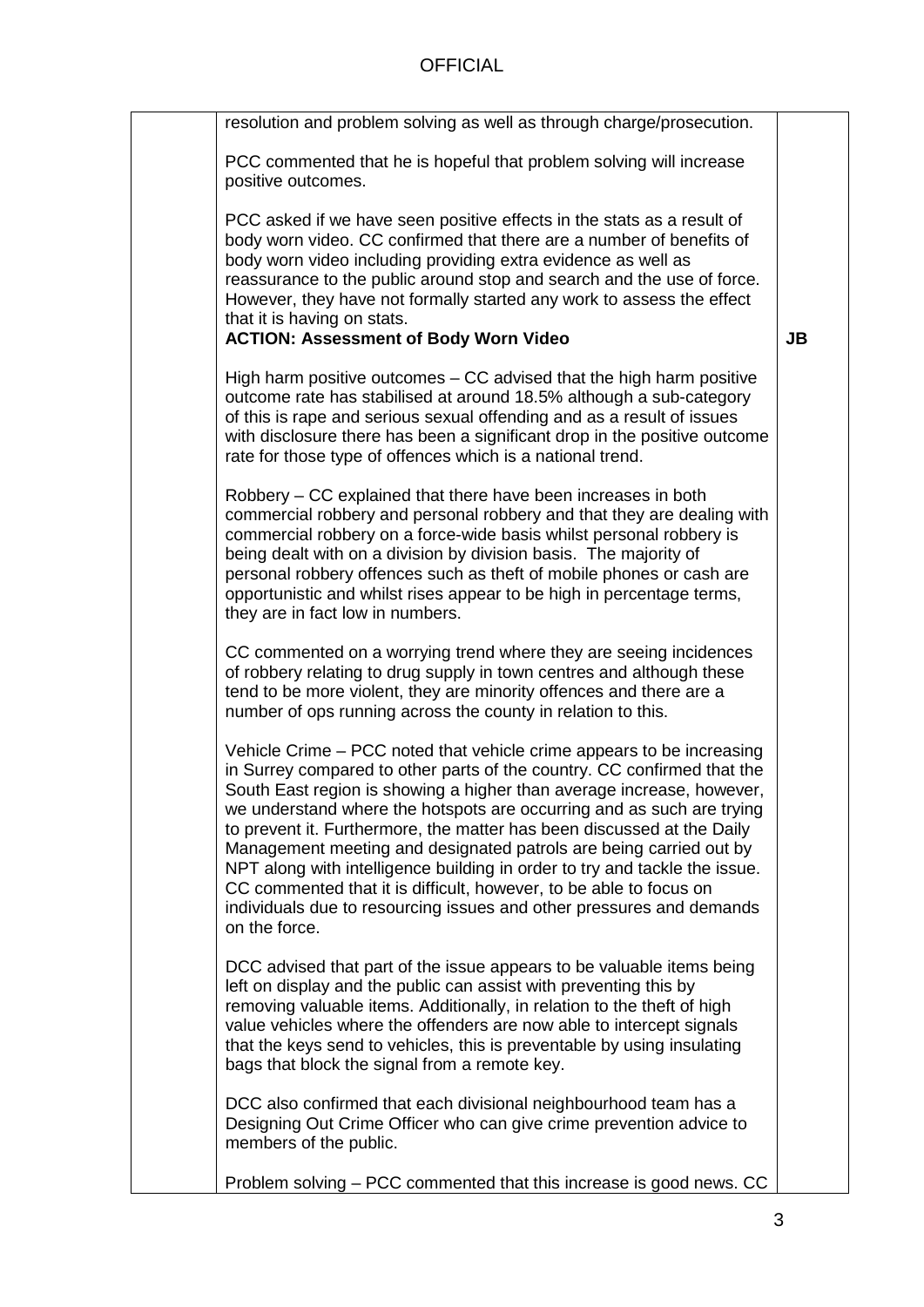| | | |
|---|---|---|
| | resolution and problem solving as well as through charge/prosecution.<br><br>PCC commented that he is hopeful that problem solving will increase positive outcomes.<br><br>PCC asked if we have seen positive effects in the stats as a result of body worn video. CC confirmed that there are a number of benefits of body worn video including providing extra evidence as well as reassurance to the public around stop and search and the use of force. However, they have not formally started any work to assess the effect that it is having on stats.<br>**ACTION: Assessment of Body Worn Video** | **JB** |
| | High harm positive outcomes – CC advised that the high harm positive outcome rate has stabilised at around 18.5% although a sub-category of this is rape and serious sexual offending and as a result of issues with disclosure there has been a significant drop in the positive outcome rate for those type of offences which is a national trend.<br><br>Robbery – CC explained that there have been increases in both commercial robbery and personal robbery and that they are dealing with commercial robbery on a force-wide basis whilst personal robbery is being dealt with on a division by division basis. The majority of personal robbery offences such as theft of mobile phones or cash are opportunistic and whilst rises appear to be high in percentage terms, they are in fact low in numbers.<br><br>CC commented on a worrying trend where they are seeing incidences of robbery relating to drug supply in town centres and although these tend to be more violent, they are minority offences and there are a number of ops running across the county in relation to this.<br><br>Vehicle Crime – PCC noted that vehicle crime appears to be increasing in Surrey compared to other parts of the country. CC confirmed that the South East region is showing a higher than average increase, however, we understand where the hotspots are occurring and as such are trying to prevent it. Furthermore, the matter has been discussed at the Daily Management meeting and designated patrols are being carried out by NPT along with intelligence building in order to try and tackle the issue. CC commented that it is difficult, however, to be able to focus on individuals due to resourcing issues and other pressures and demands on the force.<br><br>DCC advised that part of the issue appears to be valuable items being left on display and the public can assist with preventing this by removing valuable items. Additionally, in relation to the theft of high value vehicles where the offenders are now able to intercept signals that the keys send to vehicles, this is preventable by using insulating bags that block the signal from a remote key.<br><br>DCC also confirmed that each divisional neighbourhood team has a Designing Out Crime Officer who can give crime prevention advice to members of the public.<br><br>Problem solving – PCC commented that this increase is good news. CC | |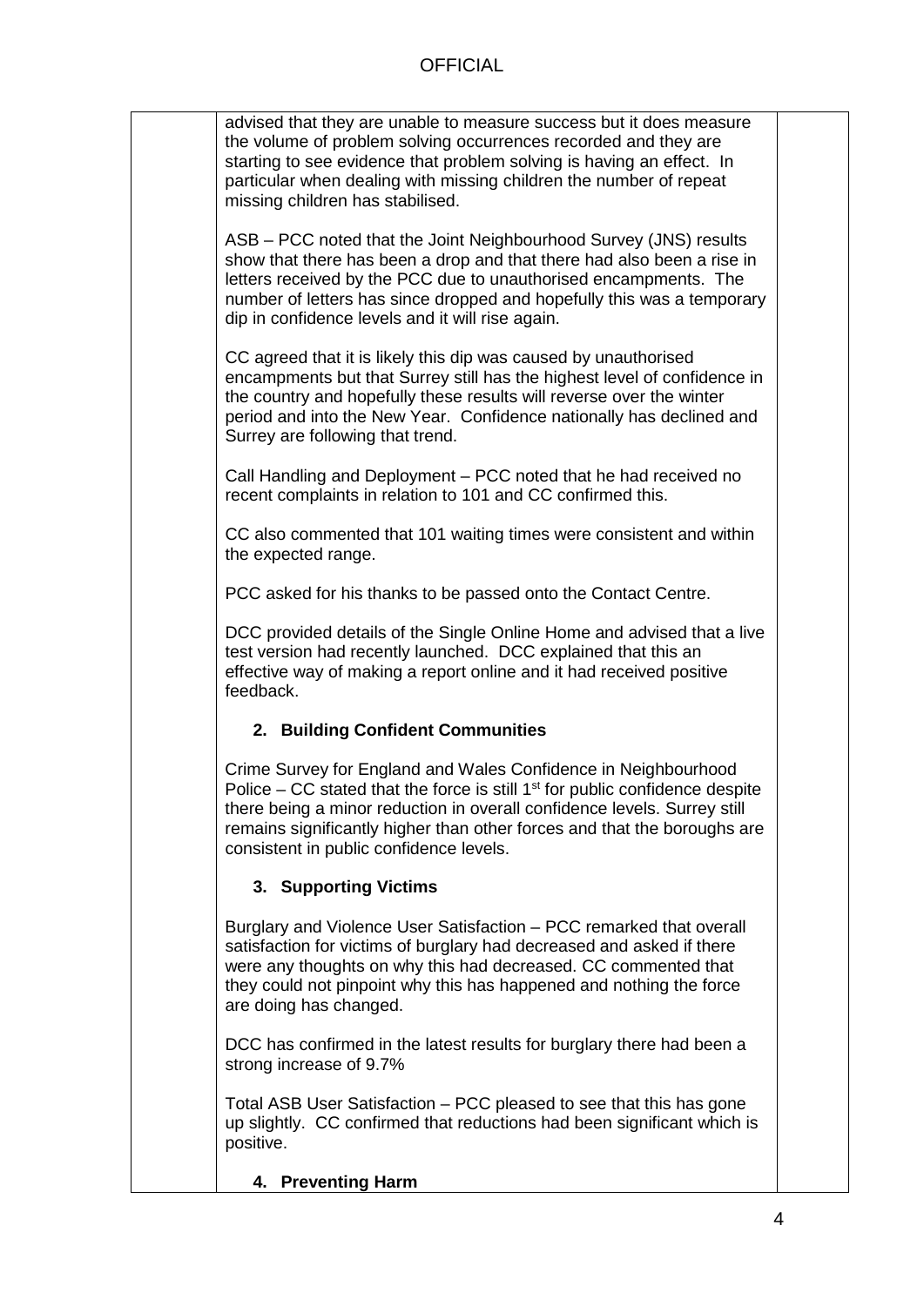advised that they are unable to measure success but it does measure the volume of problem solving occurrences recorded and they are starting to see evidence that problem solving is having an effect. In particular when dealing with missing children the number of repeat missing children has stabilised.

ASB – PCC noted that the Joint Neighbourhood Survey (JNS) results show that there has been a drop and that there had also been a rise in letters received by the PCC due to unauthorised encampments. The number of letters has since dropped and hopefully this was a temporary dip in confidence levels and it will rise again.

CC agreed that it is likely this dip was caused by unauthorised encampments but that Surrey still has the highest level of confidence in the country and hopefully these results will reverse over the winter period and into the New Year. Confidence nationally has declined and Surrey are following that trend.

Call Handling and Deployment – PCC noted that he had received no recent complaints in relation to 101 and CC confirmed this.

CC also commented that 101 waiting times were consistent and within the expected range.

PCC asked for his thanks to be passed onto the Contact Centre.

DCC provided details of the Single Online Home and advised that a live test version had recently launched. DCC explained that this an effective way of making a report online and it had received positive feedback.

**2. Building Confident Communities**

Crime Survey for England and Wales Confidence in Neighbourhood Police – CC stated that the force is still 1st for public confidence despite there being a minor reduction in overall confidence levels. Surrey still remains significantly higher than other forces and that the boroughs are consistent in public confidence levels.

**3. Supporting Victims**

Burglary and Violence User Satisfaction – PCC remarked that overall satisfaction for victims of burglary had decreased and asked if there were any thoughts on why this had decreased. CC commented that they could not pinpoint why this has happened and nothing the force are doing has changed.

DCC has confirmed in the latest results for burglary there had been a strong increase of 9.7%

Total ASB User Satisfaction – PCC pleased to see that this has gone up slightly. CC confirmed that reductions had been significant which is positive.

**4. Preventing Harm**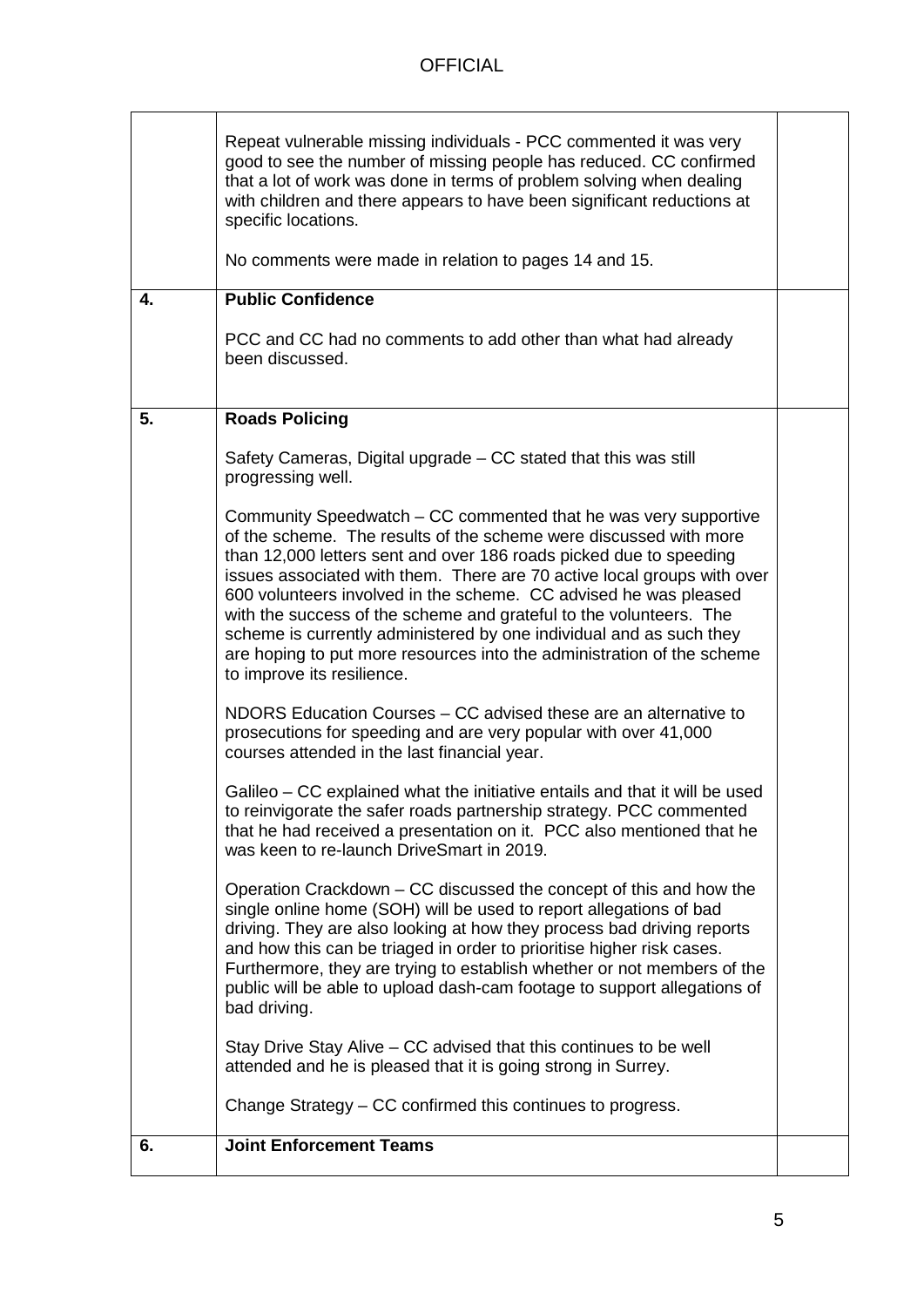| | | |
|---|---|---|
| | Repeat vulnerable missing individuals - PCC commented it was very good to see the number of missing people has reduced. CC confirmed that a lot of work was done in terms of problem solving when dealing with children and there appears to have been significant reductions at specific locations.<br><br>No comments were made in relation to pages 14 and 15. | |
| **4.** | **Public Confidence**<br><br>PCC and CC had no comments to add other than what had already been discussed. | |
| **5.** | **Roads Policing**<br><br>Safety Cameras, Digital upgrade – CC stated that this was still progressing well.<br><br>Community Speedwatch – CC commented that he was very supportive of the scheme. The results of the scheme were discussed with more than 12,000 letters sent and over 186 roads picked due to speeding issues associated with them. There are 70 active local groups with over 600 volunteers involved in the scheme. CC advised he was pleased with the success of the scheme and grateful to the volunteers. The scheme is currently administered by one individual and as such they are hoping to put more resources into the administration of the scheme to improve its resilience.<br><br>NDORS Education Courses – CC advised these are an alternative to prosecutions for speeding and are very popular with over 41,000 courses attended in the last financial year.<br><br>Galileo – CC explained what the initiative entails and that it will be used to reinvigorate the safer roads partnership strategy. PCC commented that he had received a presentation on it. PCC also mentioned that he was keen to re-launch DriveSmart in 2019.<br><br>Operation Crackdown – CC discussed the concept of this and how the single online home (SOH) will be used to report allegations of bad driving. They are also looking at how they process bad driving reports and how this can be triaged in order to prioritise higher risk cases. Furthermore, they are trying to establish whether or not members of the public will be able to upload dash-cam footage to support allegations of bad driving.<br><br>Stay Drive Stay Alive – CC advised that this continues to be well attended and he is pleased that it is going strong in Surrey.<br><br>Change Strategy – CC confirmed this continues to progress. | |
| **6.** | **Joint Enforcement Teams** | |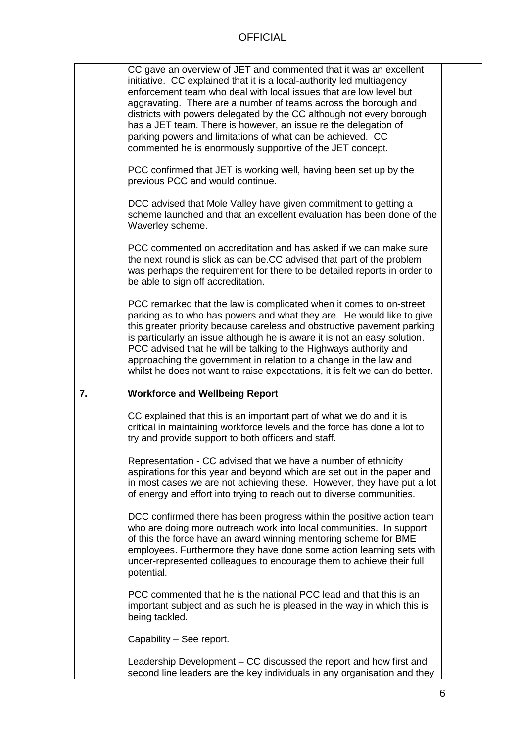| | | |
|---|---|---|
| | CC gave an overview of JET and commented that it was an excellent initiative. CC explained that it is a local-authority led multiagency enforcement team who deal with local issues that are low level but aggravating. There are a number of teams across the borough and districts with powers delegated by the CC although not every borough has a JET team. There is however, an issue re the delegation of parking powers and limitations of what can be achieved. CC commented he is enormously supportive of the JET concept.<br><br>PCC confirmed that JET is working well, having been set up by the previous PCC and would continue.<br><br>DCC advised that Mole Valley have given commitment to getting a scheme launched and that an excellent evaluation has been done of the Waverley scheme.<br><br>PCC commented on accreditation and has asked if we can make sure the next round is slick as can be.CC advised that part of the problem was perhaps the requirement for there to be detailed reports in order to be able to sign off accreditation.<br><br>PCC remarked that the law is complicated when it comes to on-street parking as to who has powers and what they are. He would like to give this greater priority because careless and obstructive pavement parking is particularly an issue although he is aware it is not an easy solution. PCC advised that he will be talking to the Highways authority and approaching the government in relation to a change in the law and whilst he does not want to raise expectations, it is felt we can do better. | |
| **7.** | **Workforce and Wellbeing Report**<br><br>CC explained that this is an important part of what we do and it is critical in maintaining workforce levels and the force has done a lot to try and provide support to both officers and staff.<br><br>Representation - CC advised that we have a number of ethnicity aspirations for this year and beyond which are set out in the paper and in most cases we are not achieving these. However, they have put a lot of energy and effort into trying to reach out to diverse communities.<br><br>DCC confirmed there has been progress within the positive action team who are doing more outreach work into local communities. In support of this the force have an award winning mentoring scheme for BME employees. Furthermore they have done some action learning sets with under-represented colleagues to encourage them to achieve their full potential.<br><br>PCC commented that he is the national PCC lead and that this is an important subject and as such he is pleased in the way in which this is being tackled.<br><br>Capability – See report.<br><br>Leadership Development – CC discussed the report and how first and second line leaders are the key individuals in any organisation and they | |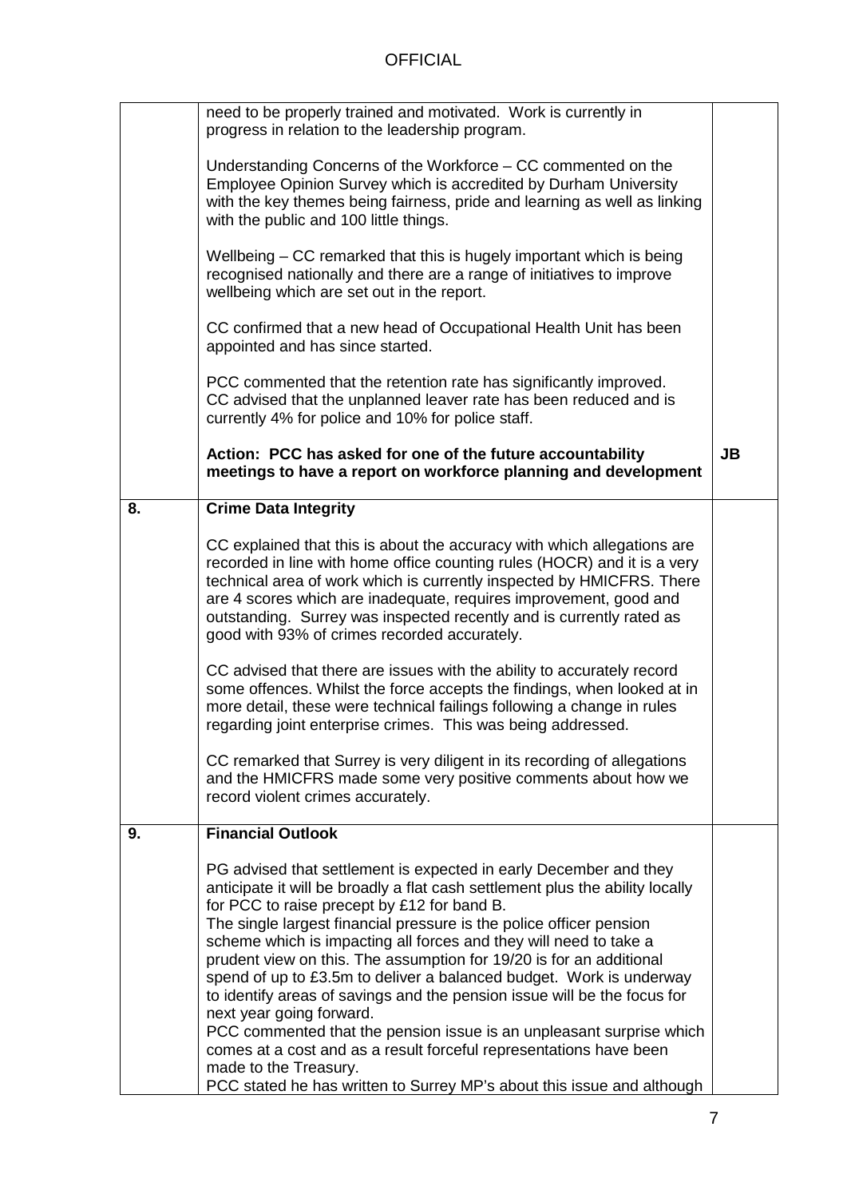OFFICIAL

| | | |
|---|---|---|
| | need to be properly trained and motivated. Work is currently in progress in relation to the leadership program.<br><br>Understanding Concerns of the Workforce – CC commented on the Employee Opinion Survey which is accredited by Durham University with the key themes being fairness, pride and learning as well as linking with the public and 100 little things.<br><br>Wellbeing – CC remarked that this is hugely important which is being recognised nationally and there are a range of initiatives to improve wellbeing which are set out in the report.<br><br>CC confirmed that a new head of Occupational Health Unit has been appointed and has since started.<br><br>PCC commented that the retention rate has significantly improved. CC advised that the unplanned leaver rate has been reduced and is currently 4% for police and 10% for police staff.<br><br>**Action: PCC has asked for one of the future accountability meetings to have a report on workforce planning and development** | **JB** |
| **8.** | **Crime Data Integrity**<br><br>CC explained that this is about the accuracy with which allegations are recorded in line with home office counting rules (HOCR) and it is a very technical area of work which is currently inspected by HMICFRS. There are 4 scores which are inadequate, requires improvement, good and outstanding. Surrey was inspected recently and is currently rated as good with 93% of crimes recorded accurately.<br><br>CC advised that there are issues with the ability to accurately record some offences. Whilst the force accepts the findings, when looked at in more detail, these were technical failings following a change in rules regarding joint enterprise crimes. This was being addressed.<br><br>CC remarked that Surrey is very diligent in its recording of allegations and the HMICFRS made some very positive comments about how we record violent crimes accurately. | |
| **9.** | **Financial Outlook**<br><br>PG advised that settlement is expected in early December and they anticipate it will be broadly a flat cash settlement plus the ability locally for PCC to raise precept by £12 for band B.<br>The single largest financial pressure is the police officer pension scheme which is impacting all forces and they will need to take a prudent view on this. The assumption for 19/20 is for an additional spend of up to £3.5m to deliver a balanced budget. Work is underway to identify areas of savings and the pension issue will be the focus for next year going forward.<br>PCC commented that the pension issue is an unpleasant surprise which comes at a cost and as a result forceful representations have been made to the Treasury.<br>PCC stated he has written to Surrey MP's about this issue and although | |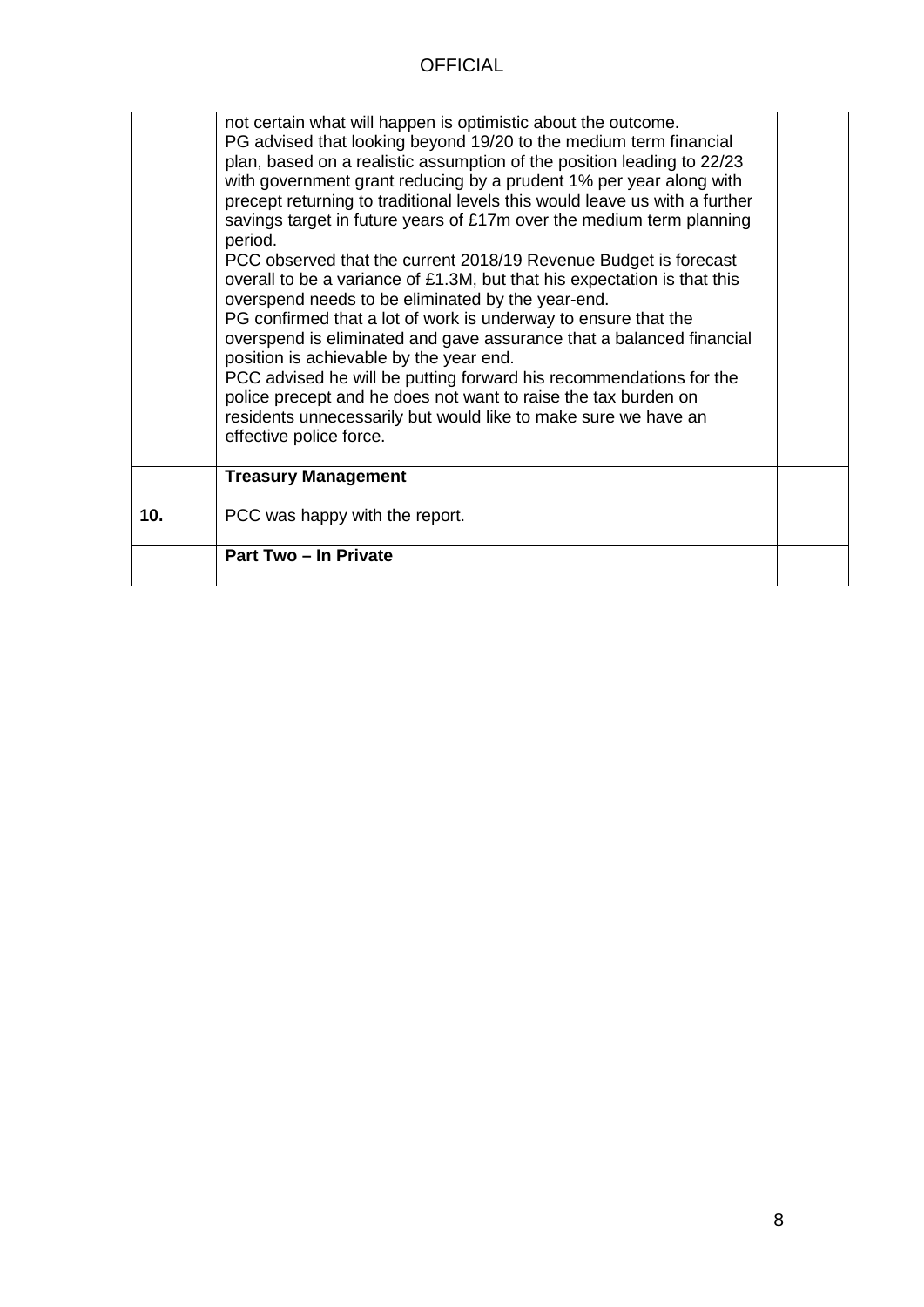| | | |
|---|---|---|
| | not certain what will happen is optimistic about the outcome.<br>PG advised that looking beyond 19/20 to the medium term financial plan, based on a realistic assumption of the position leading to 22/23 with government grant reducing by a prudent 1% per year along with precept returning to traditional levels this would leave us with a further savings target in future years of £17m over the medium term planning period.<br>PCC observed that the current 2018/19 Revenue Budget is forecast overall to be a variance of £1.3M, but that his expectation is that this overspend needs to be eliminated by the year-end.<br>PG confirmed that a lot of work is underway to ensure that the overspend is eliminated and gave assurance that a balanced financial position is achievable by the year end.<br>PCC advised he will be putting forward his recommendations for the police precept and he does not want to raise the tax burden on residents unnecessarily but would like to make sure we have an effective police force. | |
| **10.** | **Treasury Management**<br><br>PCC was happy with the report. | |
| | **Part Two – In Private** | |